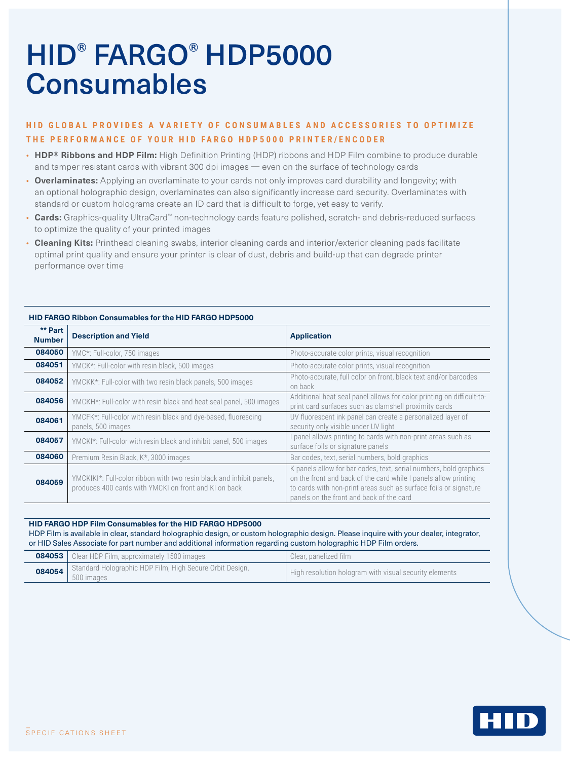# HID® FARGO® HDP5000 Consumables

### HID GLOBAL PROVIDES A VARIETY OF CONSUMABLES AND ACCESSORIES TO OPTIMIZE THE PERFORMANCE OF YOUR HID FARGO HDP5000 PRINTER/ENCODER

- **HDP® Ribbons and HDP Film:** High Definition Printing (HDP) ribbons and HDP Film combine to produce durable and tamper resistant cards with vibrant 300 dpi images — even on the surface of technology cards
- **Overlaminates:** Applying an overlaminate to your cards not only improves card durability and longevity; with an optional holographic design, overlaminates can also significantly increase card security. Overlaminates with standard or custom holograms create an ID card that is difficult to forge, yet easy to verify.
- **Cards:** Graphics-quality UltraCard™ non-technology cards feature polished, scratch- and debris-reduced surfaces to optimize the quality of your printed images
- **Cleaning Kits:** Printhead cleaning swabs, interior cleaning cards and interior/exterior cleaning pads facilitate optimal print quality and ensure your printer is clear of dust, debris and build-up that can degrade printer performance over time

**HID FARGO Ribbon Consumables for the HID FARGO HDP5000**

| ** Part Number | Description and Yield | Application |
|---|---|---|
| **084050** | YMC*: Full-color, 750 images | Photo-accurate color prints, visual recognition |
| **084051** | YMCK*: Full-color with resin black, 500 images | Photo-accurate color prints, visual recognition |
| **084052** | YMCKK*: Full-color with two resin black panels, 500 images | Photo-accurate, full color on front, black text and/or barcodes on back |
| **084056** | YMCKH*: Full-color with resin black and heat seal panel, 500 images | Additional heat seal panel allows for color printing on difficult-to-print card surfaces such as clamshell proximity cards |
| **084061** | YMCFK*: Full-color with resin black and dye-based, fluorescing panels, 500 images | UV fluorescent ink panel can create a personalized layer of security only visible under UV light |
| **084057** | YMCKI*: Full-color with resin black and inhibit panel, 500 images | I panel allows printing to cards with non-print areas such as surface foils or signature panels |
| **084060** | Premium Resin Black, K*, 3000 images | Bar codes, text, serial numbers, bold graphics |
| **084059** | YMCKIKI*: Full-color ribbon with two resin black and inhibit panels, produces 400 cards with YMCKI on front and KI on back | K panels allow for bar codes, text, serial numbers, bold graphics on the front and back of the card while I panels allow printing to cards with non-print areas such as surface foils or signature panels on the front and back of the card |

**HID FARGO HDP Film Consumables for the HID FARGO HDP5000**

HDP Film is available in clear, standard holographic design, or custom holographic design. Please inquire with your dealer, integrator, or HID Sales Associate for part number and additional information regarding custom holographic HDP Film orders.

| | | |
|---|---|---|
| **084053** | Clear HDP Film, approximately 1500 images | Clear, panelized film |
| **084054** | Standard Holographic HDP Film, High Secure Orbit Design, 500 images | High resolution hologram with visual security elements |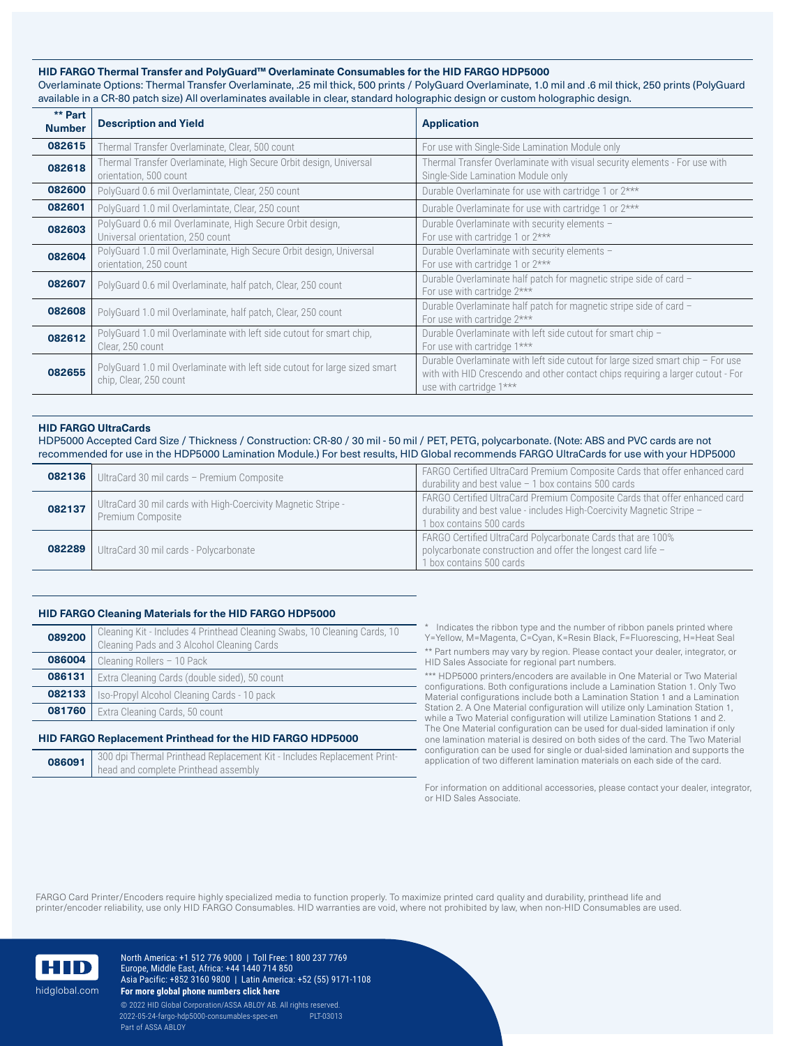### HID FARGO Thermal Transfer and PolyGuard™ Overlaminate Consumables for the HID FARGO HDP5000

Overlaminate Options: Thermal Transfer Overlaminate, .25 mil thick, 500 prints / PolyGuard Overlaminate, 1.0 mil and .6 mil thick, 250 prints (PolyGuard available in a CR-80 patch size) All overlaminates available in clear, standard holographic design or custom holographic design.

| ** Part Number | Description and Yield | Application |
|---|---|---|
| **082615** | Thermal Transfer Overlaminate, Clear, 500 count | For use with Single-Side Lamination Module only |
| **082618** | Thermal Transfer Overlaminate, High Secure Orbit design, Universal orientation, 500 count | Thermal Transfer Overlaminate with visual security elements - For use with Single-Side Lamination Module only |
| **082600** | PolyGuard 0.6 mil Overlamintate, Clear, 250 count | Durable Overlaminate for use with cartridge 1 or 2*** |
| **082601** | PolyGuard 1.0 mil Overlamintate, Clear, 250 count | Durable Overlaminate for use with cartridge 1 or 2*** |
| **082603** | PolyGuard 0.6 mil Overlaminate, High Secure Orbit design, Universal orientation, 250 count | Durable Overlaminate with security elements – For use with cartridge 1 or 2*** |
| **082604** | PolyGuard 1.0 mil Overlaminate, High Secure Orbit design, Universal orientation, 250 count | Durable Overlaminate with security elements – For use with cartridge 1 or 2*** |
| **082607** | PolyGuard 0.6 mil Overlaminate, half patch, Clear, 250 count | Durable Overlaminate half patch for magnetic stripe side of card – For use with cartridge 2*** |
| **082608** | PolyGuard 1.0 mil Overlaminate, half patch, Clear, 250 count | Durable Overlaminate half patch for magnetic stripe side of card – For use with cartridge 2*** |
| **082612** | PolyGuard 1.0 mil Overlaminate with left side cutout for smart chip, Clear, 250 count | Durable Overlaminate with left side cutout for smart chip – For use with cartridge 1*** |
| **082655** | PolyGuard 1.0 mil Overlaminate with left side cutout for large sized smart chip, Clear, 250 count | Durable Overlaminate with left side cutout for large sized smart chip – For use with with HID Crescendo and other contact chips requiring a larger cutout - For use with cartridge 1*** |

### HID FARGO UltraCards

HDP5000 Accepted Card Size / Thickness / Construction: CR-80 / 30 mil - 50 mil / PET, PETG, polycarbonate. (Note: ABS and PVC cards are not recommended for use in the HDP5000 Lamination Module.) For best results, HID Global recommends FARGO UltraCards for use with your HDP5000

| | | |
|---|---|---|
| **082136** | UltraCard 30 mil cards – Premium Composite | FARGO Certified UltraCard Premium Composite Cards that offer enhanced card durability and best value – 1 box contains 500 cards |
| **082137** | UltraCard 30 mil cards with High-Coercivity Magnetic Stripe - Premium Composite | FARGO Certified UltraCard Premium Composite Cards that offer enhanced card durability and best value - includes High-Coercivity Magnetic Stripe – 1 box contains 500 cards |
| **082289** | UltraCard 30 mil cards - Polycarbonate | FARGO Certified UltraCard Polycarbonate Cards that are 100% polycarbonate construction and offer the longest card life – 1 box contains 500 cards |

### HID FARGO Cleaning Materials for the HID FARGO HDP5000

| | |
|---|---|
| **089200** | Cleaning Kit - Includes 4 Printhead Cleaning Swabs, 10 Cleaning Cards, 10 Cleaning Pads and 3 Alcohol Cleaning Cards |
| **086004** | Cleaning Rollers – 10 Pack |
| **086131** | Extra Cleaning Cards (double sided), 50 count |
| **082133** | Iso-Propyl Alcohol Cleaning Cards - 10 pack |
| **081760** | Extra Cleaning Cards, 50 count |

### HID FARGO Replacement Printhead for the HID FARGO HDP5000

| | |
|---|---|
| **086091** | 300 dpi Thermal Printhead Replacement Kit - Includes Replacement Printhead and complete Printhead assembly |

\* Indicates the ribbon type and the number of ribbon panels printed where Y=Yellow, M=Magenta, C=Cyan, K=Resin Black, F=Fluorescing, H=Heat Seal

** Part numbers may vary by region. Please contact your dealer, integrator, or HID Sales Associate for regional part numbers.

*** HDP5000 printers/encoders are available in One Material or Two Material configurations. Both configurations include a Lamination Station 1. Only Two Material configurations include both a Lamination Station 1 and a Lamination Station 2. A One Material configuration will utilize only Lamination Station 1, while a Two Material configuration will utilize Lamination Stations 1 and 2. The One Material configuration can be used for dual-sided lamination if only one lamination material is desired on both sides of the card. The Two Material configuration can be used for single or dual-sided lamination and supports the application of two different lamination materials on each side of the card.

For information on additional accessories, please contact your dealer, integrator, or HID Sales Associate.

FARGO Card Printer/Encoders require highly specialized media to function properly. To maximize printed card quality and durability, printhead life and printer/encoder reliability, use only HID FARGO Consumables. HID warranties are void, where not prohibited by law, when non-HID Consumables are used.

HID

hidglobal.com

North America: +1 512 776 9000 | Toll Free: 1 800 237 7769
Europe, Middle East, Africa: +44 1440 714 850
Asia Pacific: +852 3160 9800 | Latin America: +52 (55) 9171-1108
**For more global phone numbers click here**

© 2022 HID Global Corporation/ASSA ABLOY AB. All rights reserved.
2022-05-24-fargo-hdp5000-consumables-spec-en PLT-03013
Part of ASSA ABLOY